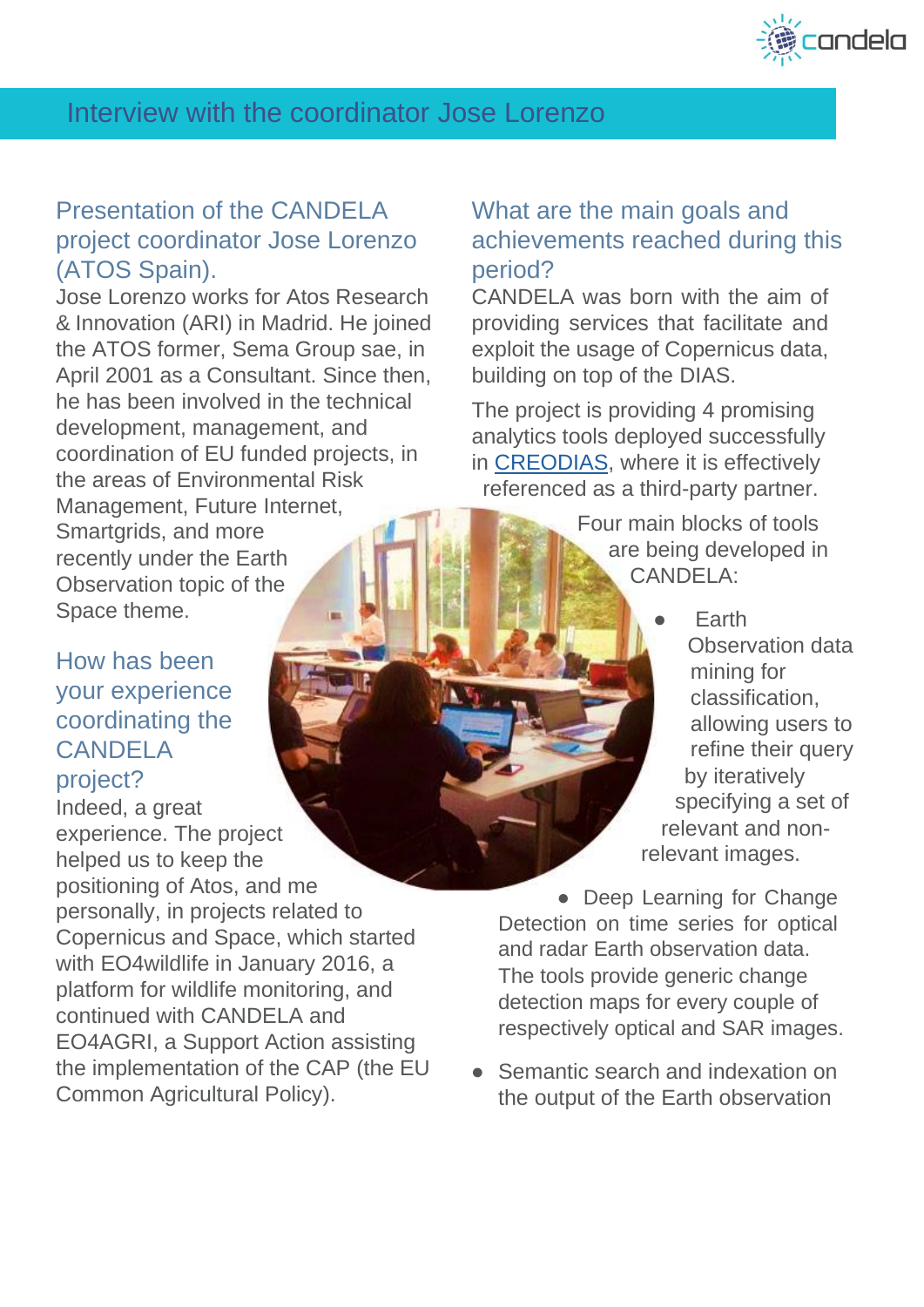# Interview with the coordinator Jose Lorenzo

## Presentation of the CANDELA project coordinator Jose Lorenzo (ATOS Spain).

Jose Lorenzo works for Atos Research & Innovation (ARI) in Madrid. He joined the ATOS former, Sema Group sae, in April 2001 as a Consultant. Since then, he has been involved in the technical development, management, and coordination of EU funded projects, in the areas of Environmental Risk Management, Future Internet, Smartgrids, and more recently under the Earth Observation topic of the Space theme.

## How has been your experience coordinating the CANDELA project?

Indeed, a great experience. The project helped us to keep the positioning of Atos, and me personally, in projects related to Copernicus and Space, which started with EO4wildlife in January 2016, a platform for wildlife monitoring, and continued with CANDELA and EO4AGRI, a Support Action assisting the implementation of the CAP (the EU Common Agricultural Policy).

## What are the main goals and achievements reached during this period?

CANDELA was born with the aim of providing services that facilitate and exploit the usage of Copernicus data, building on top of the DIAS.

The project is providing 4 promising analytics tools deployed successfully in [CREODIAS](), where it is effectively referenced as a third-party partner.

Four main blocks of tools are being developed in CANDELA:

- Earth Observation data mining for classification, allowing users to refine their query by iteratively specifying a set of relevant and non-relevant images.
- Deep Learning for Change Detection on time series for optical and radar Earth observation data. The tools provide generic change detection maps for every couple of respectively optical and SAR images.
- Semantic search and indexation on the output of the Earth observation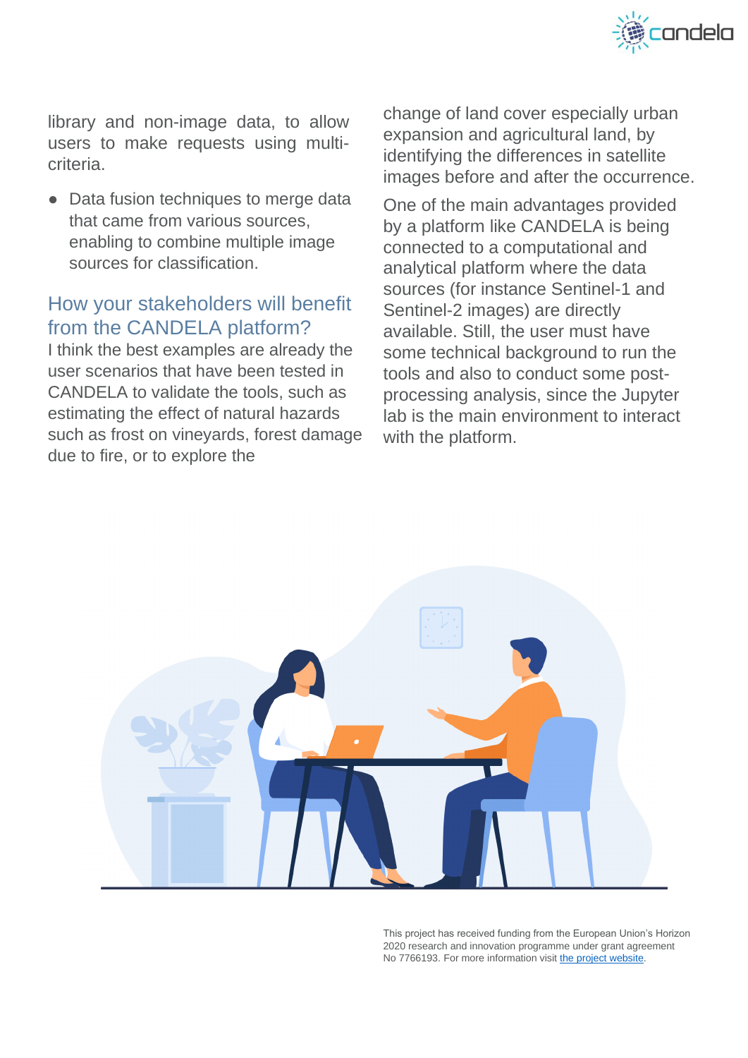library and non-image data, to allow users to make requests using multi-criteria.

- Data fusion techniques to merge data that came from various sources, enabling to combine multiple image sources for classification.

## How your stakeholders will benefit from the CANDELA platform?

I think the best examples are already the user scenarios that have been tested in CANDELA to validate the tools, such as estimating the effect of natural hazards such as frost on vineyards, forest damage due to fire, or to explore the change of land cover especially urban expansion and agricultural land, by identifying the differences in satellite images before and after the occurrence.

One of the main advantages provided by a platform like CANDELA is being connected to a computational and analytical platform where the data sources (for instance Sentinel-1 and Sentinel-2 images) are directly available. Still, the user must have some technical background to run the tools and also to conduct some post-processing analysis, since the Jupyter lab is the main environment to interact with the platform.

This project has received funding from the European Union's Horizon 2020 research and innovation programme under grant agreement No 7766193. For more information visit the project website.